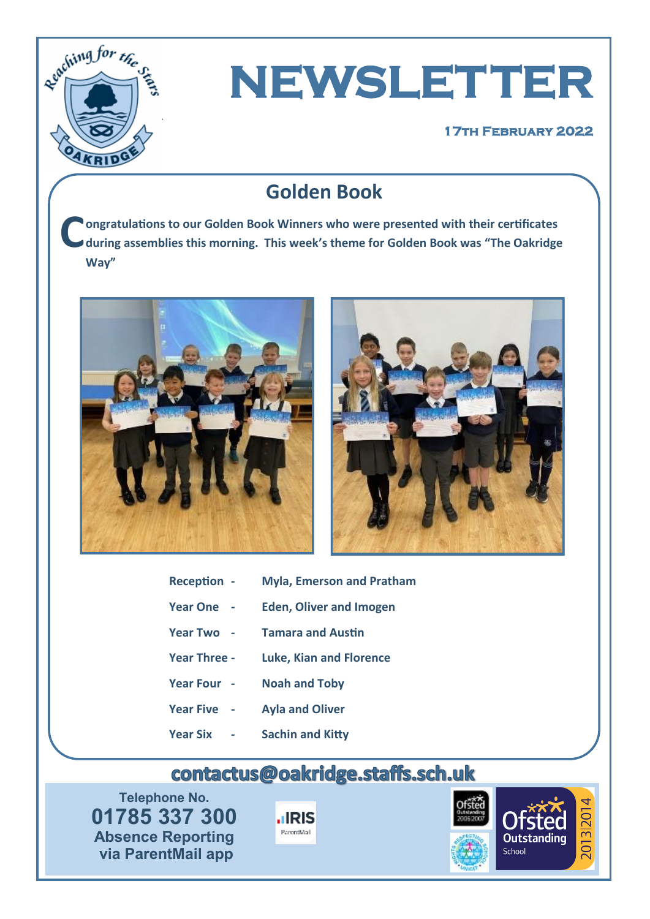# NEWSLETTER

**17th February 2022**

## Golden Book

**Congratulations to our Golden Book Winners who were presented with their certificates during assemblies this morning. This week's theme for Golden Book was "The Oakridge Way"**

| | |
|---|---|
| **Reception -** | **Myla, Emerson and Pratham** |
| **Year One -** | **Eden, Oliver and Imogen** |
| **Year Two -** | **Tamara and Austin** |
| **Year Three -** | **Luke, Kian and Florence** |
| **Year Four -** | **Noah and Toby** |
| **Year Five -** | **Ayla and Oliver** |
| **Year Six -** | **Sachin and Kitty** |

**contactus@oakridge.staffs.sch.uk**

**Telephone No.**
**01785 337 300**
**Absence Reporting via ParentMail app**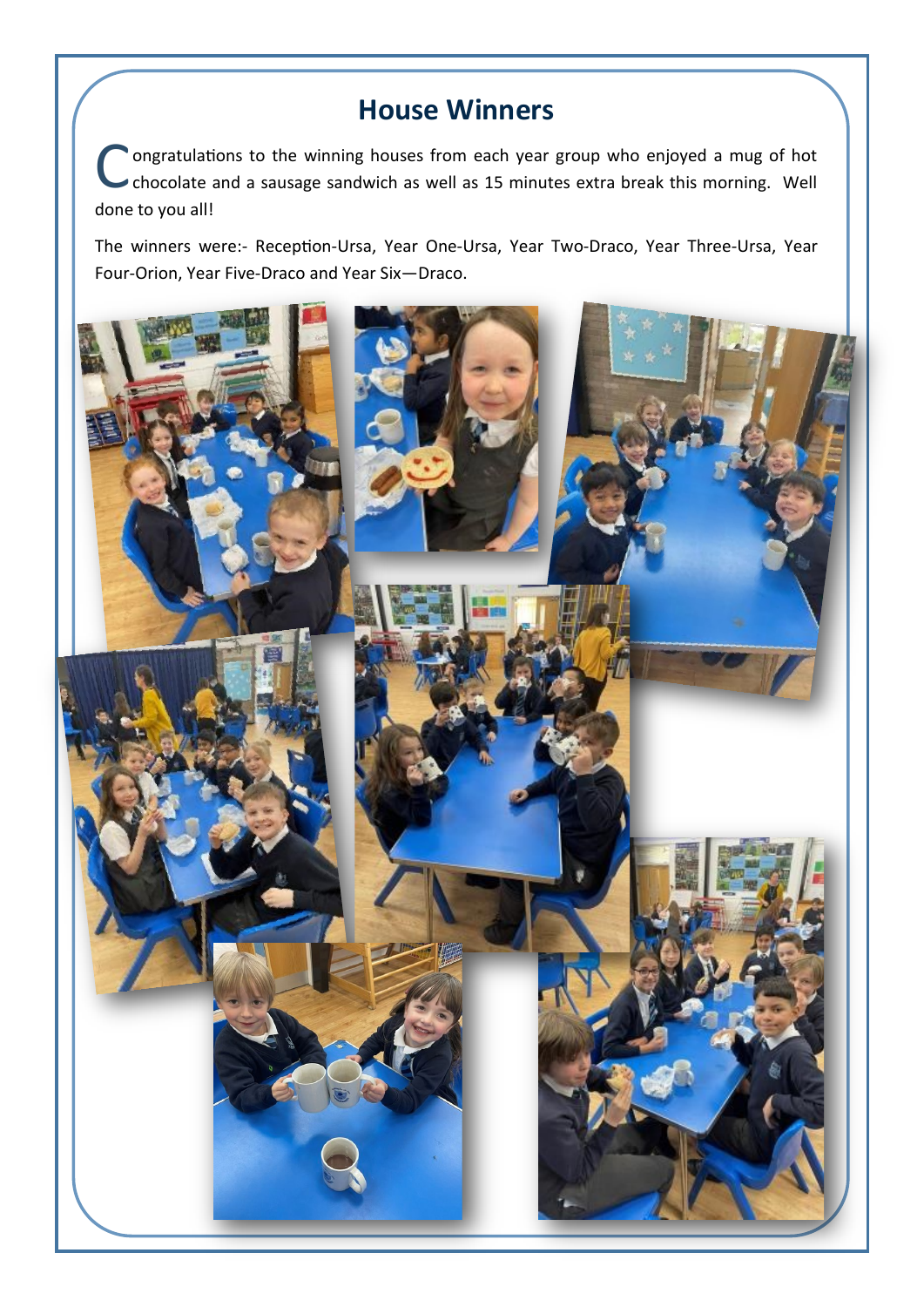# House Winners

Congratulations to the winning houses from each year group who enjoyed a mug of hot chocolate and a sausage sandwich as well as 15 minutes extra break this morning. Well done to you all!

The winners were:- Reception-Ursa, Year One-Ursa, Year Two-Draco, Year Three-Ursa, Year Four-Orion, Year Five-Draco and Year Six—Draco.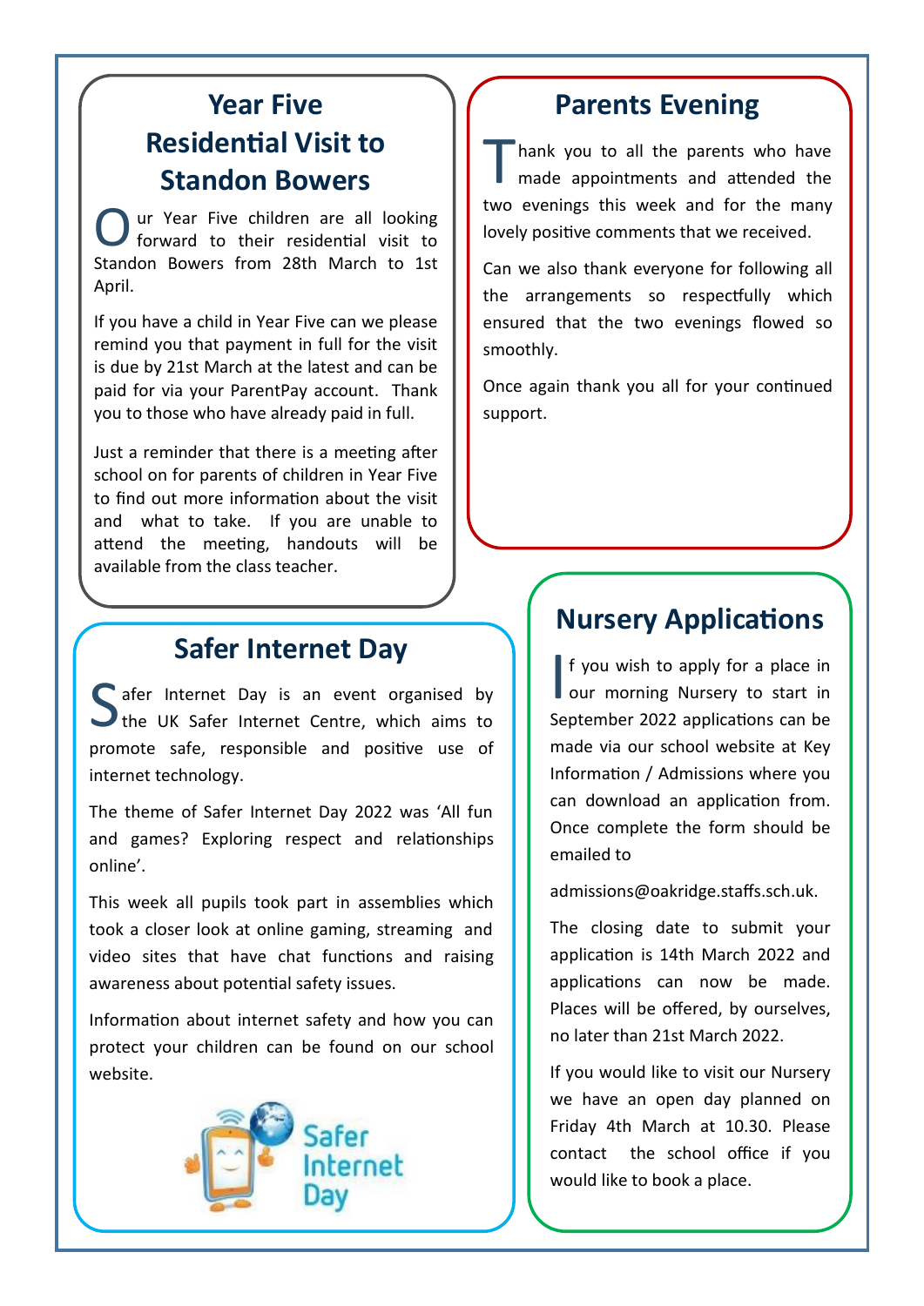## Year Five Residential Visit to Standon Bowers

Our Year Five children are all looking forward to their residential visit to Standon Bowers from 28th March to 1st April.

If you have a child in Year Five can we please remind you that payment in full for the visit is due by 21st March at the latest and can be paid for via your ParentPay account. Thank you to those who have already paid in full.

Just a reminder that there is a meeting after school on for parents of children in Year Five to find out more information about the visit and what to take. If you are unable to attend the meeting, handouts will be available from the class teacher.

## Parents Evening

Thank you to all the parents who have made appointments and attended the two evenings this week and for the many lovely positive comments that we received.

Can we also thank everyone for following all the arrangements so respectfully which ensured that the two evenings flowed so smoothly.

Once again thank you all for your continued support.

## Safer Internet Day

Safer Internet Day is an event organised by the UK Safer Internet Centre, which aims to promote safe, responsible and positive use of internet technology.

The theme of Safer Internet Day 2022 was 'All fun and games? Exploring respect and relationships online'.

This week all pupils took part in assemblies which took a closer look at online gaming, streaming and video sites that have chat functions and raising awareness about potential safety issues.

Information about internet safety and how you can protect your children can be found on our school website.

## Nursery Applications

If you wish to apply for a place in our morning Nursery to start in September 2022 applications can be made via our school website at Key Information / Admissions where you can download an application from. Once complete the form should be emailed to

admissions@oakridge.staffs.sch.uk.

The closing date to submit your application is 14th March 2022 and applications can now be made. Places will be offered, by ourselves, no later than 21st March 2022.

If you would like to visit our Nursery we have an open day planned on Friday 4th March at 10.30. Please contact the school office if you would like to book a place.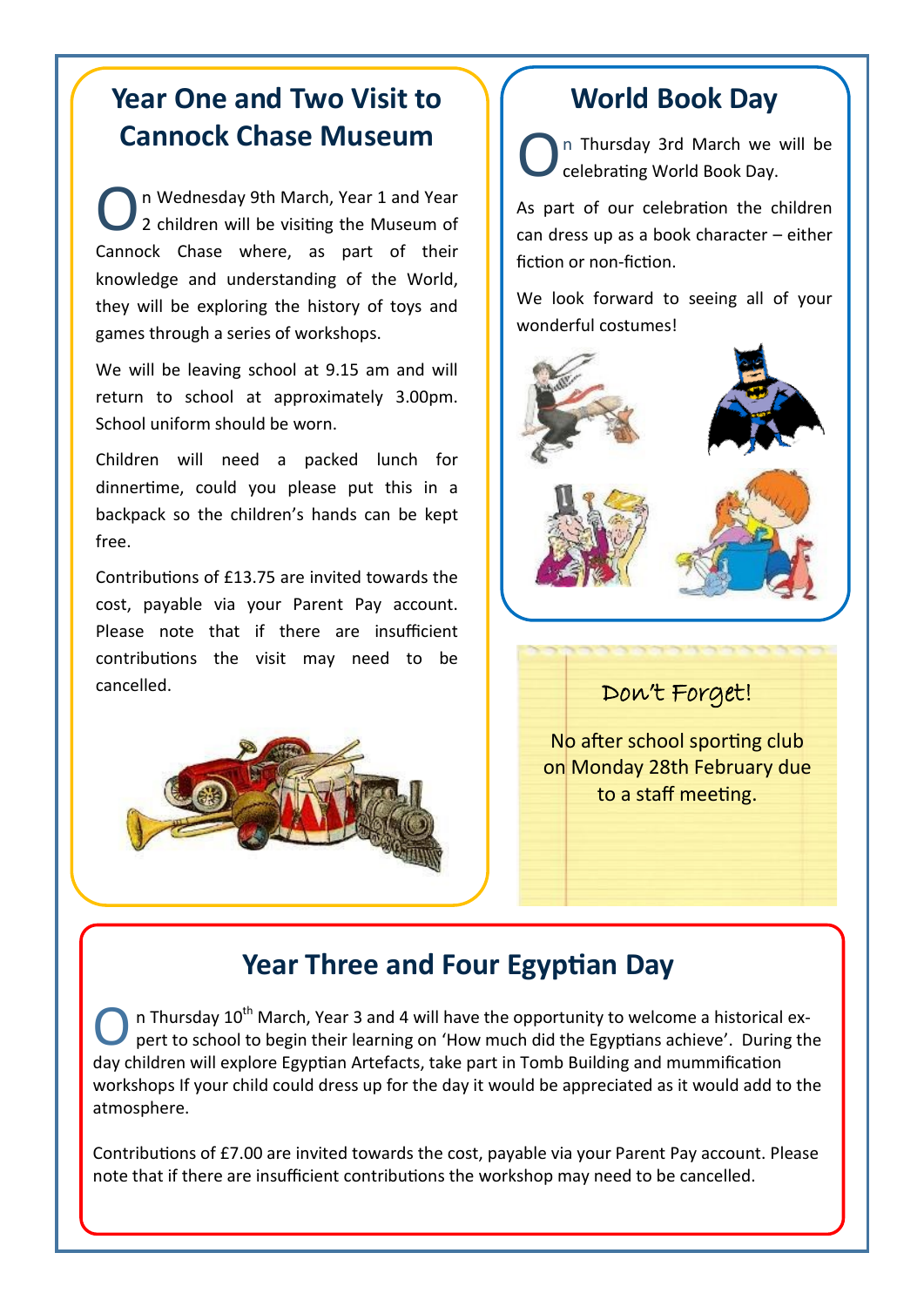## Year One and Two Visit to Cannock Chase Museum

On Wednesday 9th March, Year 1 and Year 2 children will be visiting the Museum of Cannock Chase where, as part of their knowledge and understanding of the World, they will be exploring the history of toys and games through a series of workshops.

We will be leaving school at 9.15 am and will return to school at approximately 3.00pm. School uniform should be worn.

Children will need a packed lunch for dinnertime, could you please put this in a backpack so the children's hands can be kept free.

Contributions of £13.75 are invited towards the cost, payable via your Parent Pay account. Please note that if there are insufficient contributions the visit may need to be cancelled.

## World Book Day

On Thursday 3rd March we will be celebrating World Book Day.

As part of our celebration the children can dress up as a book character – either fiction or non-fiction.

We look forward to seeing all of your wonderful costumes!

### Don't Forget!

No after school sporting club on Monday 28th February due to a staff meeting.

## Year Three and Four Egyptian Day

On Thursday 10th March, Year 3 and 4 will have the opportunity to welcome a historical expert to school to begin their learning on 'How much did the Egyptians achieve'. During the day children will explore Egyptian Artefacts, take part in Tomb Building and mummification workshops If your child could dress up for the day it would be appreciated as it would add to the atmosphere.

Contributions of £7.00 are invited towards the cost, payable via your Parent Pay account. Please note that if there are insufficient contributions the workshop may need to be cancelled.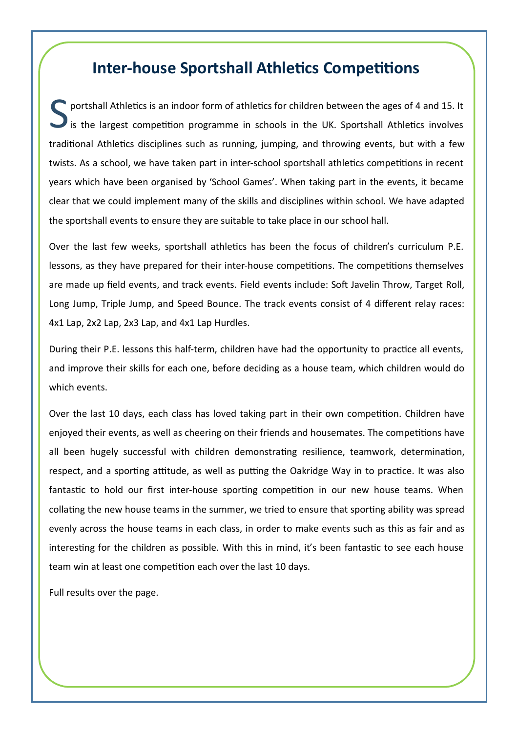# Inter-house Sportshall Athletics Competitions

Sportshall Athletics is an indoor form of athletics for children between the ages of 4 and 15. It is the largest competition programme in schools in the UK. Sportshall Athletics involves traditional Athletics disciplines such as running, jumping, and throwing events, but with a few twists. As a school, we have taken part in inter-school sportshall athletics competitions in recent years which have been organised by 'School Games'. When taking part in the events, it became clear that we could implement many of the skills and disciplines within school. We have adapted the sportshall events to ensure they are suitable to take place in our school hall.

Over the last few weeks, sportshall athletics has been the focus of children's curriculum P.E. lessons, as they have prepared for their inter-house competitions. The competitions themselves are made up field events, and track events. Field events include: Soft Javelin Throw, Target Roll, Long Jump, Triple Jump, and Speed Bounce. The track events consist of 4 different relay races: 4x1 Lap, 2x2 Lap, 2x3 Lap, and 4x1 Lap Hurdles.

During their P.E. lessons this half-term, children have had the opportunity to practice all events, and improve their skills for each one, before deciding as a house team, which children would do which events.

Over the last 10 days, each class has loved taking part in their own competition. Children have enjoyed their events, as well as cheering on their friends and housemates. The competitions have all been hugely successful with children demonstrating resilience, teamwork, determination, respect, and a sporting attitude, as well as putting the Oakridge Way in to practice. It was also fantastic to hold our first inter-house sporting competition in our new house teams. When collating the new house teams in the summer, we tried to ensure that sporting ability was spread evenly across the house teams in each class, in order to make events such as this as fair and as interesting for the children as possible. With this in mind, it's been fantastic to see each house team win at least one competition each over the last 10 days.

Full results over the page.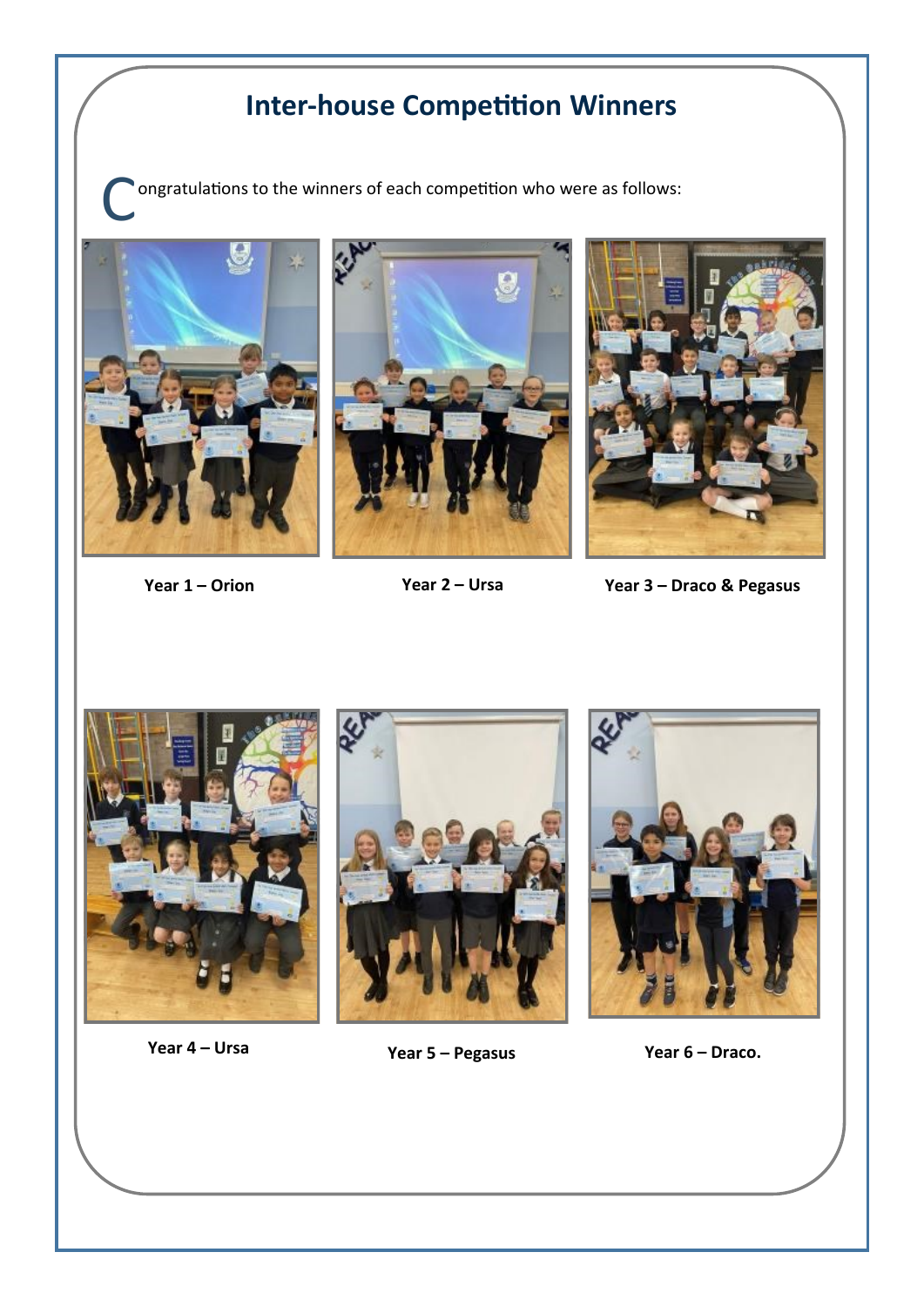## Inter-house Competition Winners

Congratulations to the winners of each competition who were as follows:

**Year 1 – Orion**

**Year 2 – Ursa**

**Year 3 – Draco & Pegasus**

**Year 4 – Ursa**

**Year 5 – Pegasus**

**Year 6 – Draco.**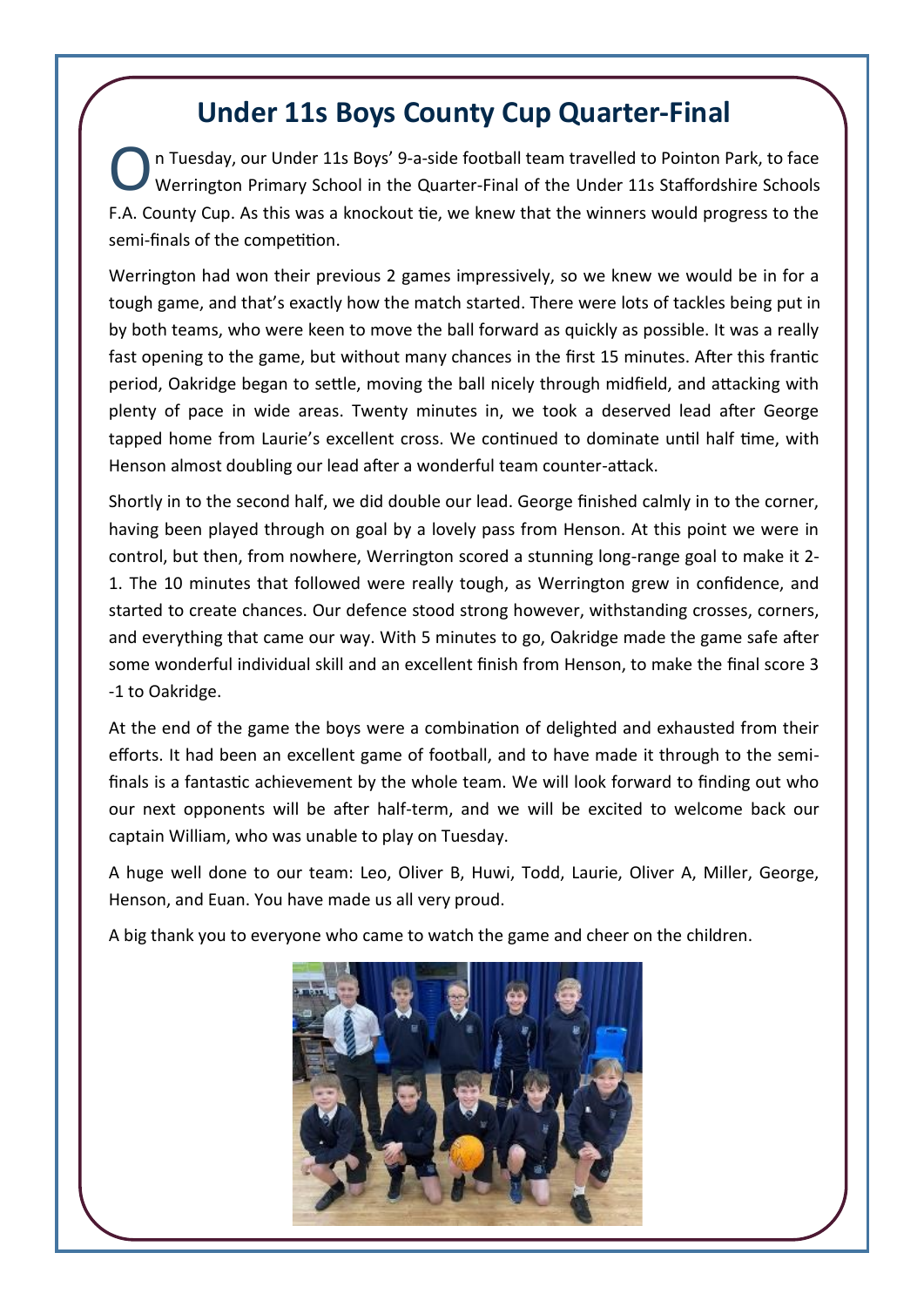## Under 11s Boys County Cup Quarter-Final

On Tuesday, our Under 11s Boys' 9-a-side football team travelled to Pointon Park, to face Werrington Primary School in the Quarter-Final of the Under 11s Staffordshire Schools F.A. County Cup. As this was a knockout tie, we knew that the winners would progress to the semi-finals of the competition.

Werrington had won their previous 2 games impressively, so we knew we would be in for a tough game, and that's exactly how the match started. There were lots of tackles being put in by both teams, who were keen to move the ball forward as quickly as possible. It was a really fast opening to the game, but without many chances in the first 15 minutes. After this frantic period, Oakridge began to settle, moving the ball nicely through midfield, and attacking with plenty of pace in wide areas. Twenty minutes in, we took a deserved lead after George tapped home from Laurie's excellent cross. We continued to dominate until half time, with Henson almost doubling our lead after a wonderful team counter-attack.

Shortly in to the second half, we did double our lead. George finished calmly in to the corner, having been played through on goal by a lovely pass from Henson. At this point we were in control, but then, from nowhere, Werrington scored a stunning long-range goal to make it 2-1. The 10 minutes that followed were really tough, as Werrington grew in confidence, and started to create chances. Our defence stood strong however, withstanding crosses, corners, and everything that came our way. With 5 minutes to go, Oakridge made the game safe after some wonderful individual skill and an excellent finish from Henson, to make the final score 3-1 to Oakridge.

At the end of the game the boys were a combination of delighted and exhausted from their efforts. It had been an excellent game of football, and to have made it through to the semi-finals is a fantastic achievement by the whole team. We will look forward to finding out who our next opponents will be after half-term, and we will be excited to welcome back our captain William, who was unable to play on Tuesday.

A huge well done to our team: Leo, Oliver B, Huwi, Todd, Laurie, Oliver A, Miller, George, Henson, and Euan. You have made us all very proud.

A big thank you to everyone who came to watch the game and cheer on the children.